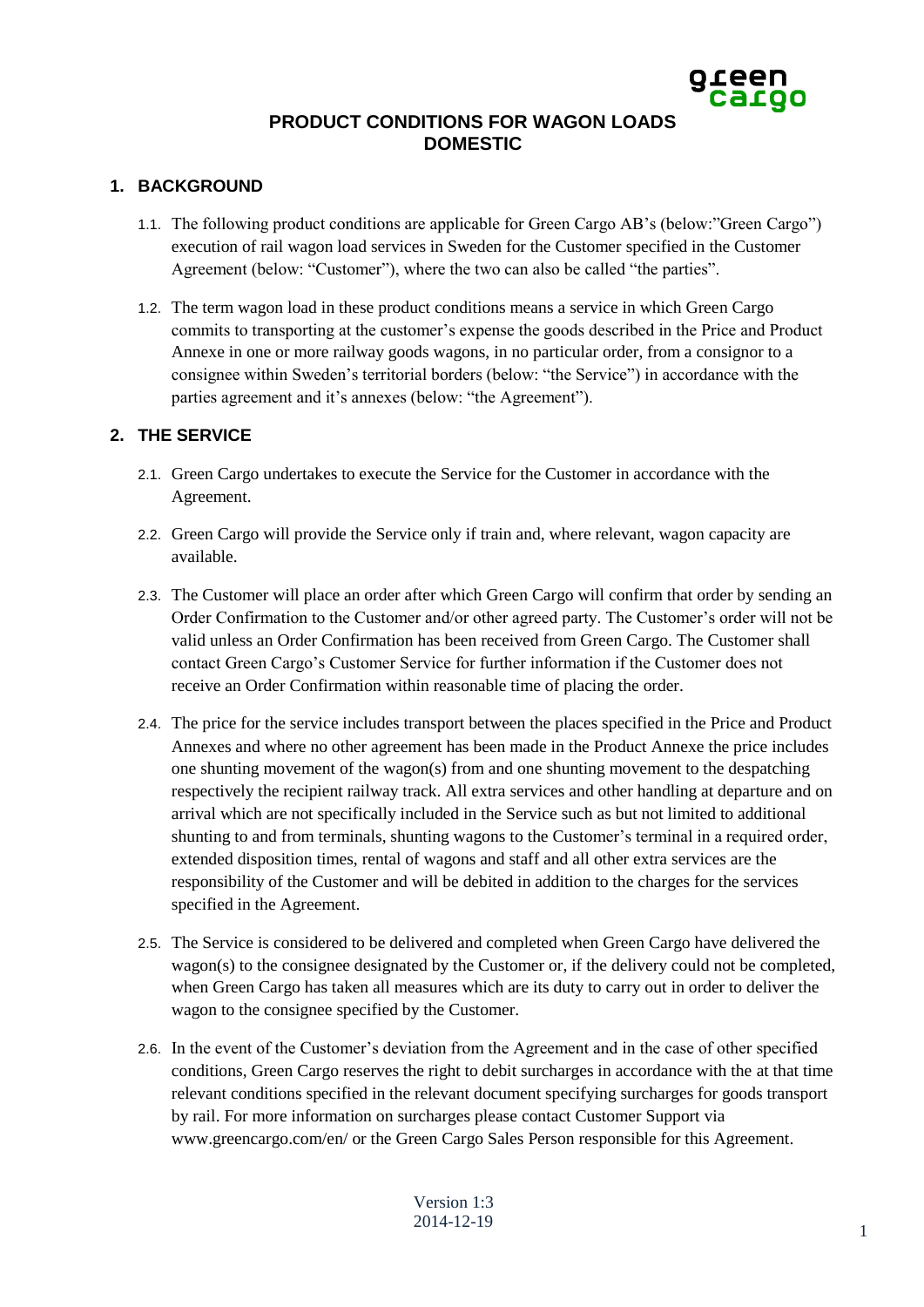# PRODUCT CONDITIONS FOR WAGON LOADS DOMESTIC

## 1. BACKGROUND

1.1. The following product conditions are applicable for Green Cargo AB's (below:"Green Cargo") execution of rail wagon load services in Sweden for the Customer specified in the Customer Agreement (below: "Customer"), where the two can also be called "the parties".

1.2. The term wagon load in these product conditions means a service in which Green Cargo commits to transporting at the customer's expense the goods described in the Price and Product Annexe in one or more railway goods wagons, in no particular order, from a consignor to a consignee within Sweden's territorial borders (below: "the Service") in accordance with the parties agreement and it's annexes (below: "the Agreement").

## 2. THE SERVICE

2.1. Green Cargo undertakes to execute the Service for the Customer in accordance with the Agreement.

2.2. Green Cargo will provide the Service only if train and, where relevant, wagon capacity are available.

2.3. The Customer will place an order after which Green Cargo will confirm that order by sending an Order Confirmation to the Customer and/or other agreed party. The Customer's order will not be valid unless an Order Confirmation has been received from Green Cargo. The Customer shall contact Green Cargo's Customer Service for further information if the Customer does not receive an Order Confirmation within reasonable time of placing the order.

2.4. The price for the service includes transport between the places specified in the Price and Product Annexes and where no other agreement has been made in the Product Annexe the price includes one shunting movement of the wagon(s) from and one shunting movement to the despatching respectively the recipient railway track. All extra services and other handling at departure and on arrival which are not specifically included in the Service such as but not limited to additional shunting to and from terminals, shunting wagons to the Customer's terminal in a required order, extended disposition times, rental of wagons and staff and all other extra services are the responsibility of the Customer and will be debited in addition to the charges for the services specified in the Agreement.

2.5. The Service is considered to be delivered and completed when Green Cargo have delivered the wagon(s) to the consignee designated by the Customer or, if the delivery could not be completed, when Green Cargo has taken all measures which are its duty to carry out in order to deliver the wagon to the consignee specified by the Customer.

2.6. In the event of the Customer's deviation from the Agreement and in the case of other specified conditions, Green Cargo reserves the right to debit surcharges in accordance with the at that time relevant conditions specified in the relevant document specifying surcharges for goods transport by rail. For more information on surcharges please contact Customer Support via www.greencargo.com/en/ or the Green Cargo Sales Person responsible for this Agreement.

Version 1:3
2014-12-19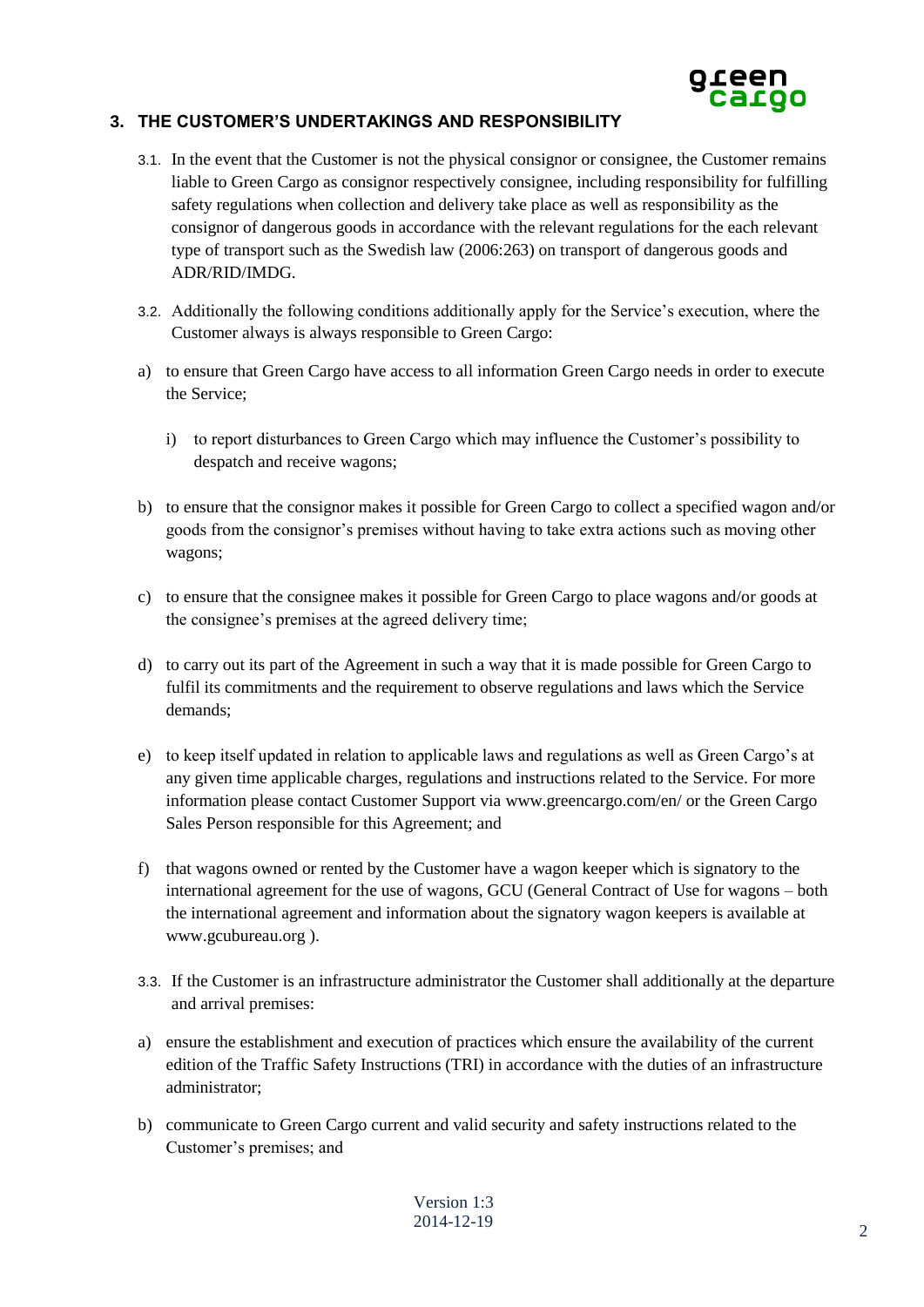## 3. THE CUSTOMER'S UNDERTAKINGS AND RESPONSIBILITY

3.1. In the event that the Customer is not the physical consignor or consignee, the Customer remains liable to Green Cargo as consignor respectively consignee, including responsibility for fulfilling safety regulations when collection and delivery take place as well as responsibility as the consignor of dangerous goods in accordance with the relevant regulations for the each relevant type of transport such as the Swedish law (2006:263) on transport of dangerous goods and ADR/RID/IMDG.

3.2. Additionally the following conditions additionally apply for the Service's execution, where the Customer always is always responsible to Green Cargo:

a) to ensure that Green Cargo have access to all information Green Cargo needs in order to execute the Service;

   i) to report disturbances to Green Cargo which may influence the Customer's possibility to despatch and receive wagons;

b) to ensure that the consignor makes it possible for Green Cargo to collect a specified wagon and/or goods from the consignor's premises without having to take extra actions such as moving other wagons;

c) to ensure that the consignee makes it possible for Green Cargo to place wagons and/or goods at the consignee's premises at the agreed delivery time;

d) to carry out its part of the Agreement in such a way that it is made possible for Green Cargo to fulfil its commitments and the requirement to observe regulations and laws which the Service demands;

e) to keep itself updated in relation to applicable laws and regulations as well as Green Cargo's at any given time applicable charges, regulations and instructions related to the Service. For more information please contact Customer Support via www.greencargo.com/en/ or the Green Cargo Sales Person responsible for this Agreement; and

f) that wagons owned or rented by the Customer have a wagon keeper which is signatory to the international agreement for the use of wagons, GCU (General Contract of Use for wagons – both the international agreement and information about the signatory wagon keepers is available at www.gcubureau.org ).

3.3. If the Customer is an infrastructure administrator the Customer shall additionally at the departure and arrival premises:

a) ensure the establishment and execution of practices which ensure the availability of the current edition of the Traffic Safety Instructions (TRI) in accordance with the duties of an infrastructure administrator;

b) communicate to Green Cargo current and valid security and safety instructions related to the Customer's premises; and

Version 1:3
2014-12-19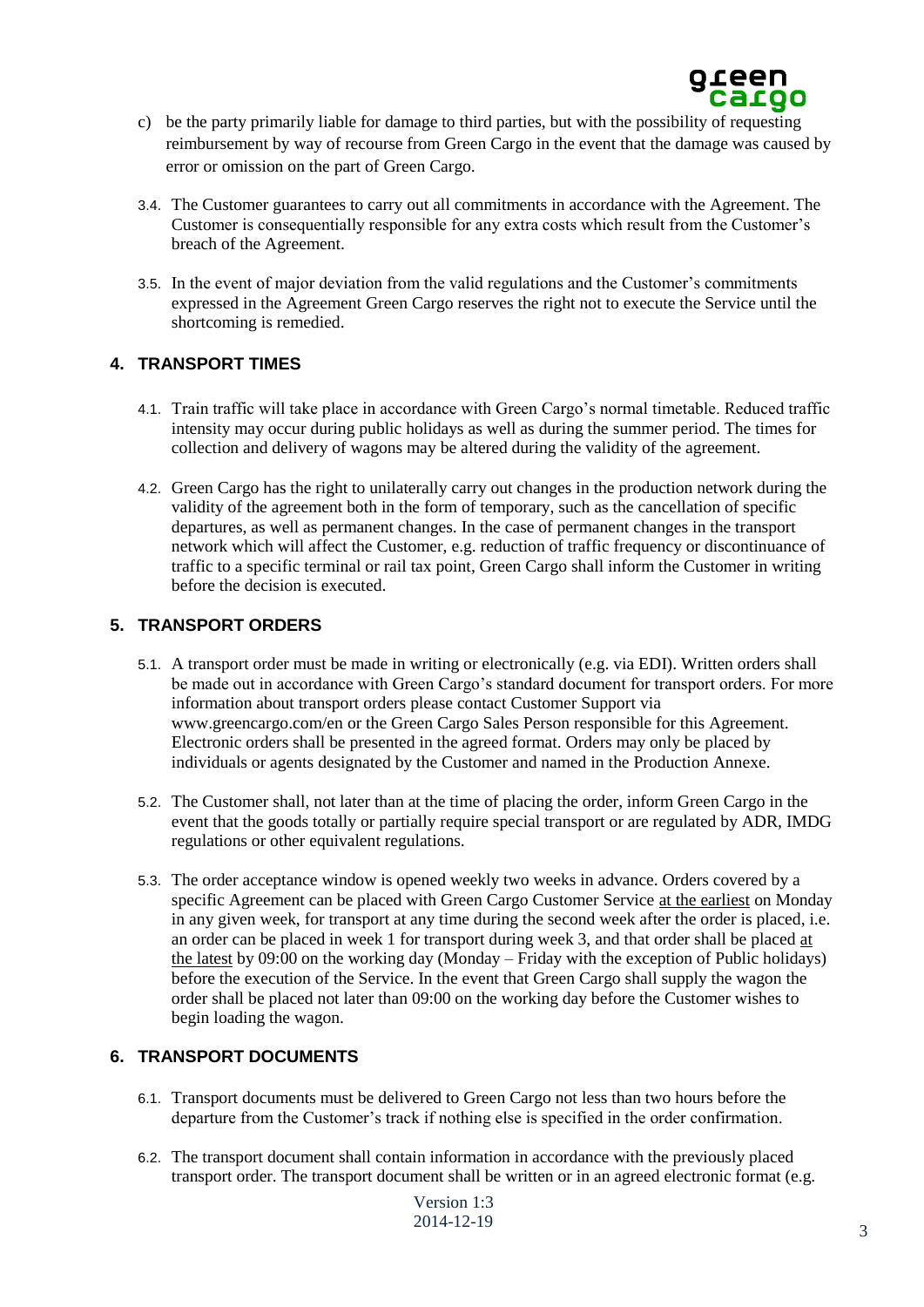c) be the party primarily liable for damage to third parties, but with the possibility of requesting reimbursement by way of recourse from Green Cargo in the event that the damage was caused by error or omission on the part of Green Cargo.

3.4. The Customer guarantees to carry out all commitments in accordance with the Agreement. The Customer is consequentially responsible for any extra costs which result from the Customer's breach of the Agreement.

3.5. In the event of major deviation from the valid regulations and the Customer's commitments expressed in the Agreement Green Cargo reserves the right not to execute the Service until the shortcoming is remedied.

## 4. TRANSPORT TIMES

4.1. Train traffic will take place in accordance with Green Cargo's normal timetable. Reduced traffic intensity may occur during public holidays as well as during the summer period. The times for collection and delivery of wagons may be altered during the validity of the agreement.

4.2. Green Cargo has the right to unilaterally carry out changes in the production network during the validity of the agreement both in the form of temporary, such as the cancellation of specific departures, as well as permanent changes. In the case of permanent changes in the transport network which will affect the Customer, e.g. reduction of traffic frequency or discontinuance of traffic to a specific terminal or rail tax point, Green Cargo shall inform the Customer in writing before the decision is executed.

## 5. TRANSPORT ORDERS

5.1. A transport order must be made in writing or electronically (e.g. via EDI). Written orders shall be made out in accordance with Green Cargo's standard document for transport orders. For more information about transport orders please contact Customer Support via www.greencargo.com/en or the Green Cargo Sales Person responsible for this Agreement. Electronic orders shall be presented in the agreed format. Orders may only be placed by individuals or agents designated by the Customer and named in the Production Annexe.

5.2. The Customer shall, not later than at the time of placing the order, inform Green Cargo in the event that the goods totally or partially require special transport or are regulated by ADR, IMDG regulations or other equivalent regulations.

5.3. The order acceptance window is opened weekly two weeks in advance. Orders covered by a specific Agreement can be placed with Green Cargo Customer Service at the earliest on Monday in any given week, for transport at any time during the second week after the order is placed, i.e. an order can be placed in week 1 for transport during week 3, and that order shall be placed at the latest by 09:00 on the working day (Monday – Friday with the exception of Public holidays) before the execution of the Service. In the event that Green Cargo shall supply the wagon the order shall be placed not later than 09:00 on the working day before the Customer wishes to begin loading the wagon.

## 6. TRANSPORT DOCUMENTS

6.1. Transport documents must be delivered to Green Cargo not less than two hours before the departure from the Customer's track if nothing else is specified in the order confirmation.

6.2. The transport document shall contain information in accordance with the previously placed transport order. The transport document shall be written or in an agreed electronic format (e.g.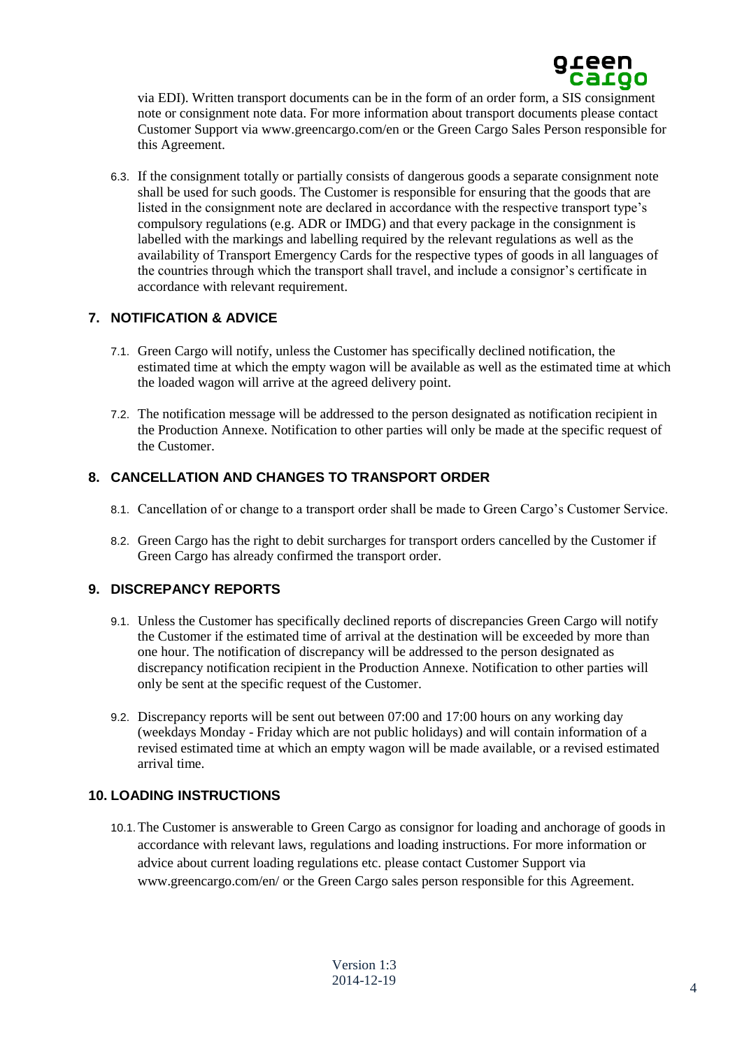via EDI). Written transport documents can be in the form of an order form, a SIS consignment note or consignment note data. For more information about transport documents please contact Customer Support via www.greencargo.com/en or the Green Cargo Sales Person responsible for this Agreement.

6.3. If the consignment totally or partially consists of dangerous goods a separate consignment note shall be used for such goods. The Customer is responsible for ensuring that the goods that are listed in the consignment note are declared in accordance with the respective transport type's compulsory regulations (e.g. ADR or IMDG) and that every package in the consignment is labelled with the markings and labelling required by the relevant regulations as well as the availability of Transport Emergency Cards for the respective types of goods in all languages of the countries through which the transport shall travel, and include a consignor's certificate in accordance with relevant requirement.

## 7. NOTIFICATION & ADVICE

7.1. Green Cargo will notify, unless the Customer has specifically declined notification, the estimated time at which the empty wagon will be available as well as the estimated time at which the loaded wagon will arrive at the agreed delivery point.

7.2. The notification message will be addressed to the person designated as notification recipient in the Production Annexe. Notification to other parties will only be made at the specific request of the Customer.

## 8. CANCELLATION AND CHANGES TO TRANSPORT ORDER

8.1. Cancellation of or change to a transport order shall be made to Green Cargo's Customer Service.

8.2. Green Cargo has the right to debit surcharges for transport orders cancelled by the Customer if Green Cargo has already confirmed the transport order.

## 9. DISCREPANCY REPORTS

9.1. Unless the Customer has specifically declined reports of discrepancies Green Cargo will notify the Customer if the estimated time of arrival at the destination will be exceeded by more than one hour. The notification of discrepancy will be addressed to the person designated as discrepancy notification recipient in the Production Annexe. Notification to other parties will only be sent at the specific request of the Customer.

9.2. Discrepancy reports will be sent out between 07:00 and 17:00 hours on any working day (weekdays Monday - Friday which are not public holidays) and will contain information of a revised estimated time at which an empty wagon will be made available, or a revised estimated arrival time.

## 10. LOADING INSTRUCTIONS

10.1. The Customer is answerable to Green Cargo as consignor for loading and anchorage of goods in accordance with relevant laws, regulations and loading instructions. For more information or advice about current loading regulations etc. please contact Customer Support via www.greencargo.com/en/ or the Green Cargo sales person responsible for this Agreement.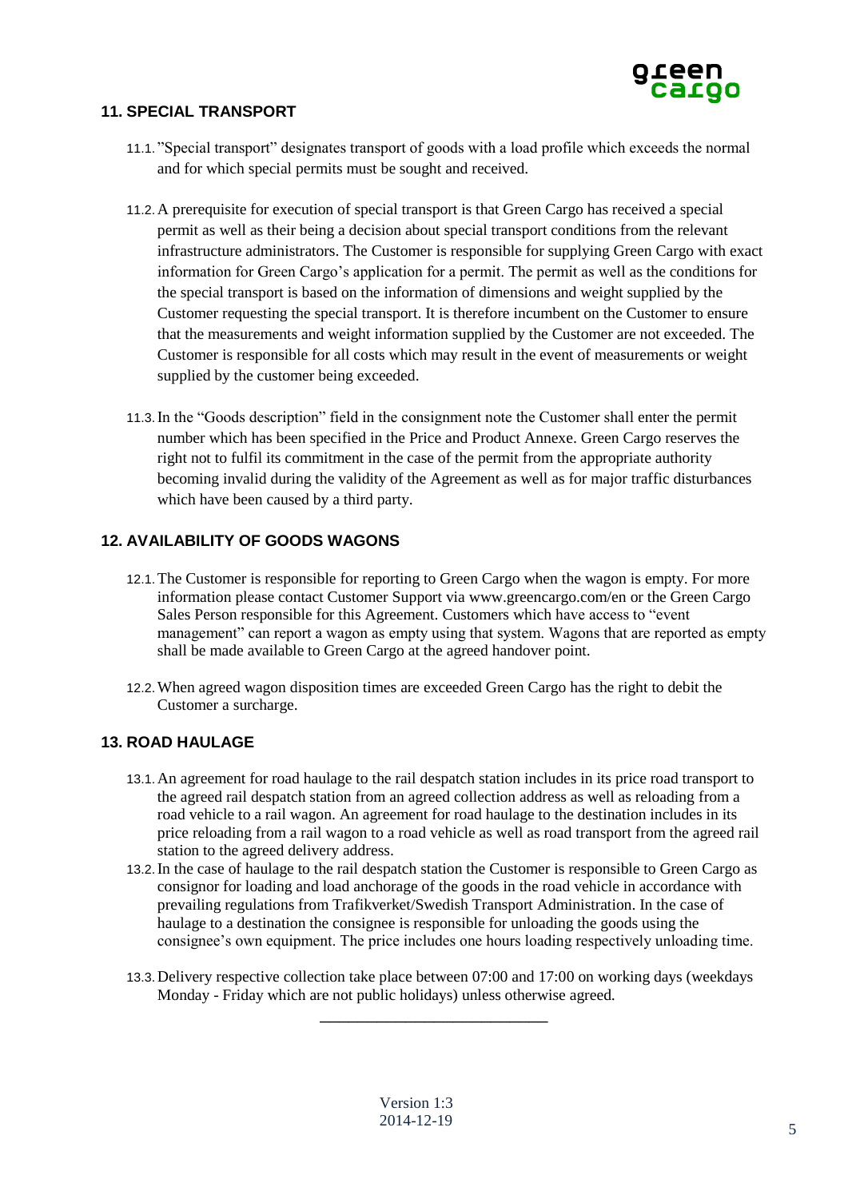## 11. SPECIAL TRANSPORT

11.1. "Special transport" designates transport of goods with a load profile which exceeds the normal and for which special permits must be sought and received.

11.2. A prerequisite for execution of special transport is that Green Cargo has received a special permit as well as their being a decision about special transport conditions from the relevant infrastructure administrators. The Customer is responsible for supplying Green Cargo with exact information for Green Cargo's application for a permit. The permit as well as the conditions for the special transport is based on the information of dimensions and weight supplied by the Customer requesting the special transport. It is therefore incumbent on the Customer to ensure that the measurements and weight information supplied by the Customer are not exceeded. The Customer is responsible for all costs which may result in the event of measurements or weight supplied by the customer being exceeded.

11.3. In the "Goods description" field in the consignment note the Customer shall enter the permit number which has been specified in the Price and Product Annexe. Green Cargo reserves the right not to fulfil its commitment in the case of the permit from the appropriate authority becoming invalid during the validity of the Agreement as well as for major traffic disturbances which have been caused by a third party.

## 12. AVAILABILITY OF GOODS WAGONS

12.1. The Customer is responsible for reporting to Green Cargo when the wagon is empty. For more information please contact Customer Support via www.greencargo.com/en or the Green Cargo Sales Person responsible for this Agreement. Customers which have access to "event management" can report a wagon as empty using that system. Wagons that are reported as empty shall be made available to Green Cargo at the agreed handover point.

12.2. When agreed wagon disposition times are exceeded Green Cargo has the right to debit the Customer a surcharge.

## 13. ROAD HAULAGE

13.1. An agreement for road haulage to the rail despatch station includes in its price road transport to the agreed rail despatch station from an agreed collection address as well as reloading from a road vehicle to a rail wagon. An agreement for road haulage to the destination includes in its price reloading from a rail wagon to a road vehicle as well as road transport from the agreed rail station to the agreed delivery address.

13.2. In the case of haulage to the rail despatch station the Customer is responsible to Green Cargo as consignor for loading and load anchorage of the goods in the road vehicle in accordance with prevailing regulations from Trafikverket/Swedish Transport Administration. In the case of haulage to a destination the consignee is responsible for unloading the goods using the consignee's own equipment. The price includes one hours loading respectively unloading time.

13.3. Delivery respective collection take place between 07:00 and 17:00 on working days (weekdays Monday - Friday which are not public holidays) unless otherwise agreed.

---

Version 1:3
2014-12-19